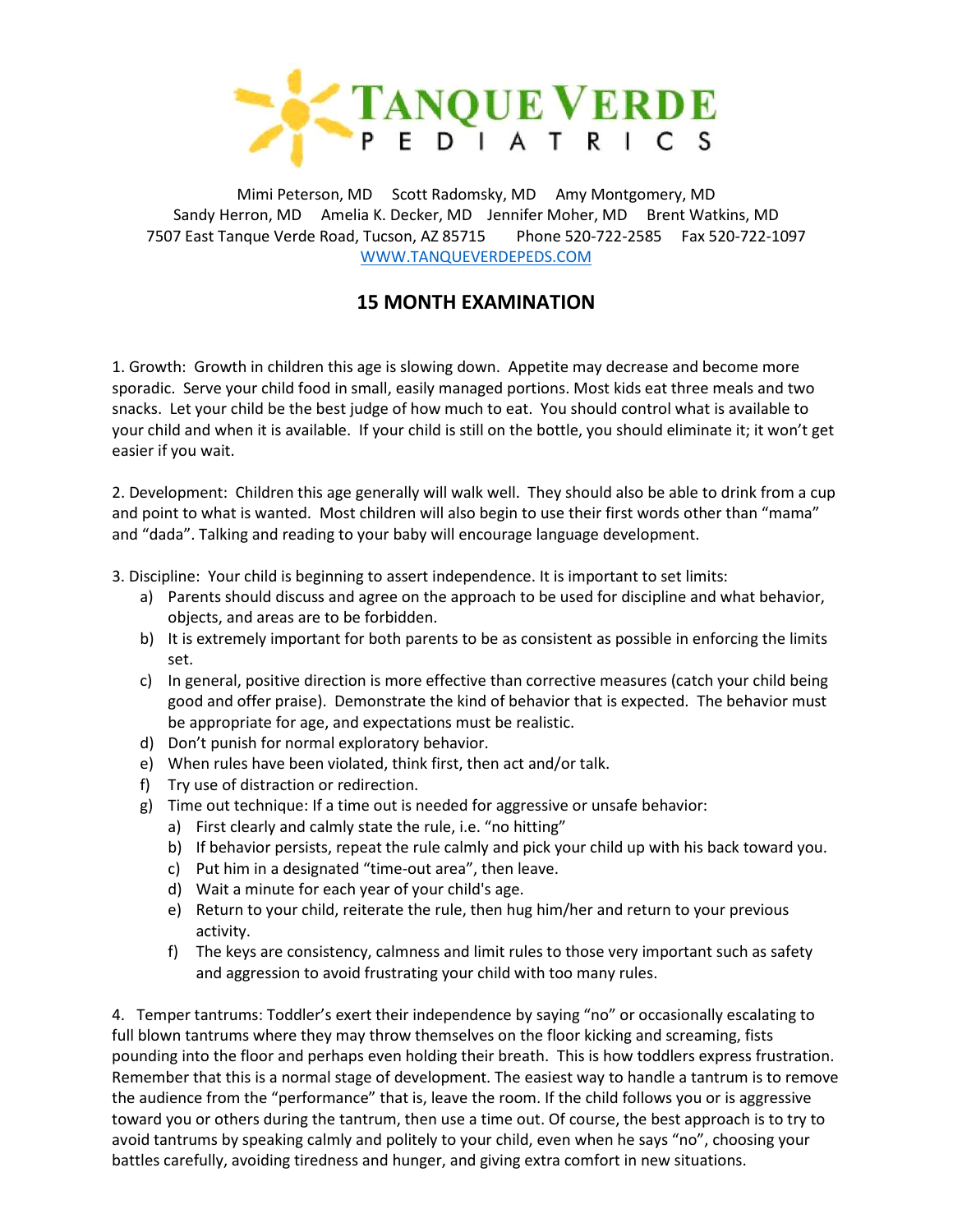# TANQUE VERDE PEDIATRICS

Mimi Peterson, MD Scott Radomsky, MD Amy Montgomery, MD
Sandy Herron, MD Amelia K. Decker, MD Jennifer Moher, MD Brent Watkins, MD
7507 East Tanque Verde Road, Tucson, AZ 85715 Phone 520-722-2585 Fax 520-722-1097
WWW.TANQUEVERDEPEDS.COM

## 15 MONTH EXAMINATION

1. Growth: Growth in children this age is slowing down. Appetite may decrease and become more sporadic. Serve your child food in small, easily managed portions. Most kids eat three meals and two snacks. Let your child be the best judge of how much to eat. You should control what is available to your child and when it is available. If your child is still on the bottle, you should eliminate it; it won't get easier if you wait.

2. Development: Children this age generally will walk well. They should also be able to drink from a cup and point to what is wanted. Most children will also begin to use their first words other than "mama" and "dada". Talking and reading to your baby will encourage language development.

3. Discipline: Your child is beginning to assert independence. It is important to set limits:
   a) Parents should discuss and agree on the approach to be used for discipline and what behavior, objects, and areas are to be forbidden.
   b) It is extremely important for both parents to be as consistent as possible in enforcing the limits set.
   c) In general, positive direction is more effective than corrective measures (catch your child being good and offer praise). Demonstrate the kind of behavior that is expected. The behavior must be appropriate for age, and expectations must be realistic.
   d) Don't punish for normal exploratory behavior.
   e) When rules have been violated, think first, then act and/or talk.
   f) Try use of distraction or redirection.
   g) Time out technique: If a time out is needed for aggressive or unsafe behavior:
      a) First clearly and calmly state the rule, i.e. "no hitting"
      b) If behavior persists, repeat the rule calmly and pick your child up with his back toward you.
      c) Put him in a designated "time-out area", then leave.
      d) Wait a minute for each year of your child's age.
      e) Return to your child, reiterate the rule, then hug him/her and return to your previous activity.
      f) The keys are consistency, calmness and limit rules to those very important such as safety and aggression to avoid frustrating your child with too many rules.

4. Temper tantrums: Toddler's exert their independence by saying "no" or occasionally escalating to full blown tantrums where they may throw themselves on the floor kicking and screaming, fists pounding into the floor and perhaps even holding their breath. This is how toddlers express frustration. Remember that this is a normal stage of development. The easiest way to handle a tantrum is to remove the audience from the "performance" that is, leave the room. If the child follows you or is aggressive toward you or others during the tantrum, then use a time out. Of course, the best approach is to try to avoid tantrums by speaking calmly and politely to your child, even when he says "no", choosing your battles carefully, avoiding tiredness and hunger, and giving extra comfort in new situations.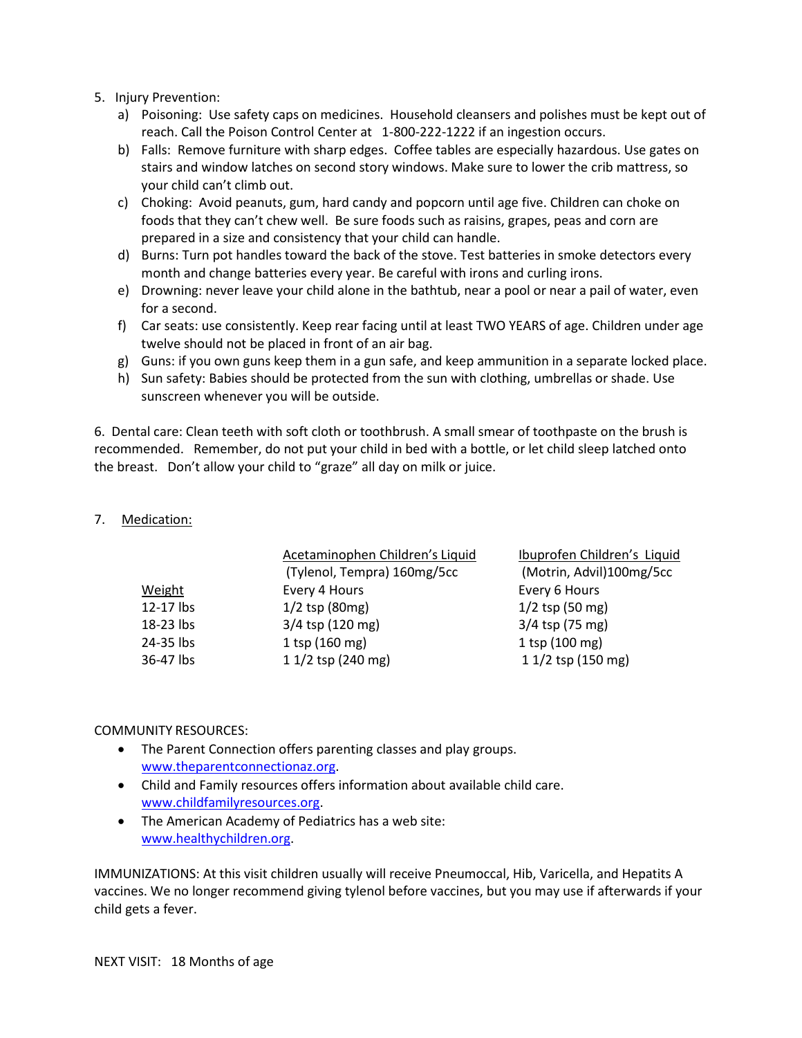5. Injury Prevention:
   a) Poisoning: Use safety caps on medicines. Household cleansers and polishes must be kept out of reach. Call the Poison Control Center at 1-800-222-1222 if an ingestion occurs.
   b) Falls: Remove furniture with sharp edges. Coffee tables are especially hazardous. Use gates on stairs and window latches on second story windows. Make sure to lower the crib mattress, so your child can't climb out.
   c) Choking: Avoid peanuts, gum, hard candy and popcorn until age five. Children can choke on foods that they can't chew well. Be sure foods such as raisins, grapes, peas and corn are prepared in a size and consistency that your child can handle.
   d) Burns: Turn pot handles toward the back of the stove. Test batteries in smoke detectors every month and change batteries every year. Be careful with irons and curling irons.
   e) Drowning: never leave your child alone in the bathtub, near a pool or near a pail of water, even for a second.
   f) Car seats: use consistently. Keep rear facing until at least TWO YEARS of age. Children under age twelve should not be placed in front of an air bag.
   g) Guns: if you own guns keep them in a gun safe, and keep ammunition in a separate locked place.
   h) Sun safety: Babies should be protected from the sun with clothing, umbrellas or shade. Use sunscreen whenever you will be outside.

6. Dental care: Clean teeth with soft cloth or toothbrush. A small smear of toothpaste on the brush is recommended. Remember, do not put your child in bed with a bottle, or let child sleep latched onto the breast. Don't allow your child to "graze" all day on milk or juice.

7. Medication:

| Weight | Acetaminophen Children's Liquid (Tylenol, Tempra) 160mg/5cc Every 4 Hours | Ibuprofen Children's Liquid (Motrin, Advil)100mg/5cc Every 6 Hours |
|---|---|---|
| 12-17 lbs | 1/2 tsp (80mg) | 1/2 tsp (50 mg) |
| 18-23 lbs | 3/4 tsp (120 mg) | 3/4 tsp (75 mg) |
| 24-35 lbs | 1 tsp (160 mg) | 1 tsp (100 mg) |
| 36-47 lbs | 1 1/2 tsp (240 mg) | 1 1/2 tsp (150 mg) |

COMMUNITY RESOURCES:

- The Parent Connection offers parenting classes and play groups. www.theparentconnectionaz.org.
- Child and Family resources offers information about available child care. www.childfamilyresources.org.
- The American Academy of Pediatrics has a web site: www.healthychildren.org.

IMMUNIZATIONS: At this visit children usually will receive Pneumoccal, Hib, Varicella, and Hepatits A vaccines. We no longer recommend giving tylenol before vaccines, but you may use if afterwards if your child gets a fever.

NEXT VISIT: 18 Months of age